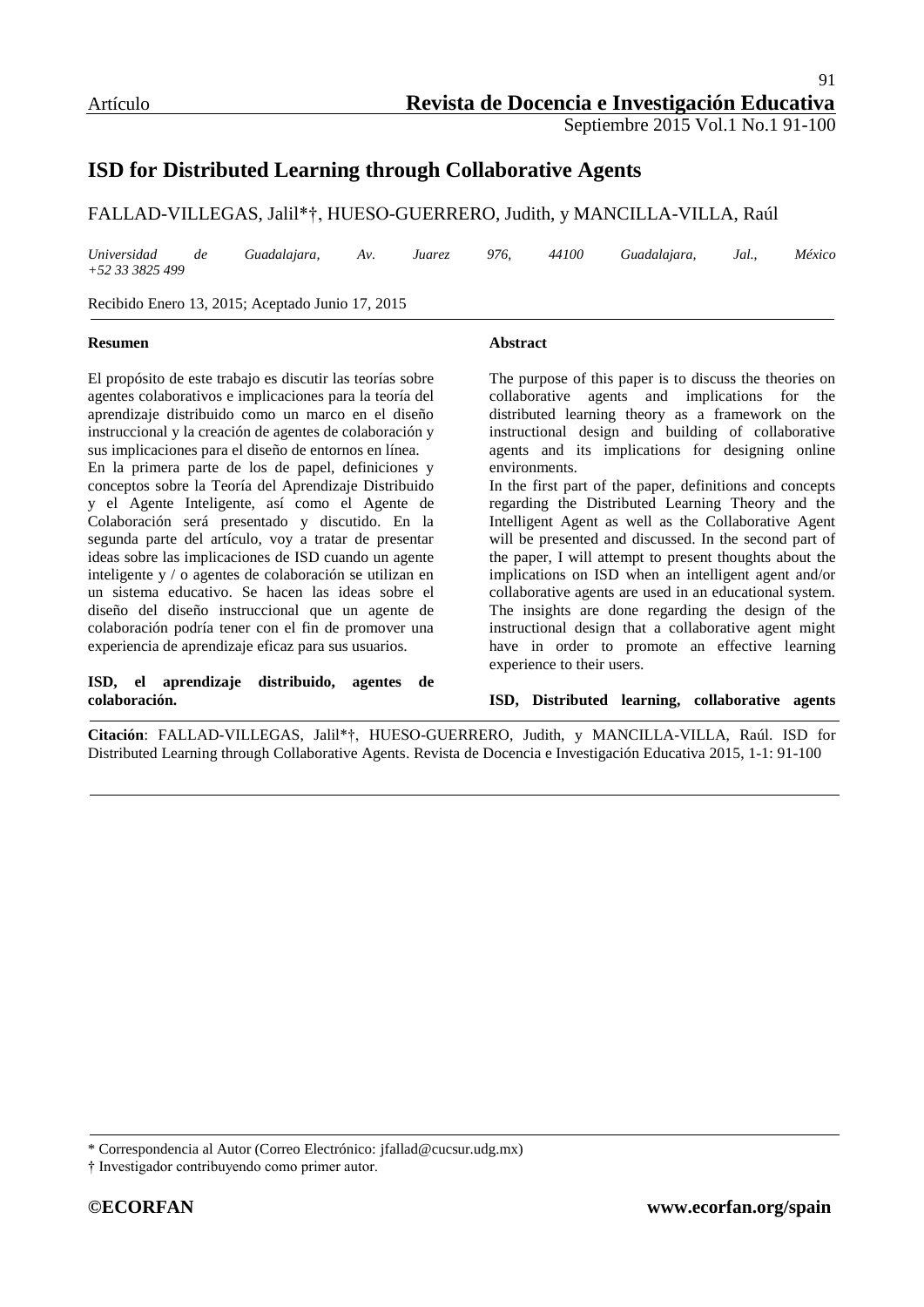Artículo

# ISD for Distributed Learning through Collaborative Agents

FALLAD-VILLEGAS, Jalil*†, HUESO-GUERRERO, Judith, y MANCILLA-VILLA, Raúl

*Universidad de Guadalajara, Av. Juarez 976, 44100 Guadalajara, Jal., México +52 33 3825 499*

Recibido Enero 13, 2015; Aceptado Junio 17, 2015

**Resumen**

El propósito de este trabajo es discutir las teorías sobre agentes colaborativos e implicaciones para la teoría del aprendizaje distribuido como un marco en el diseño instruccional y la creación de agentes de colaboración y sus implicaciones para el diseño de entornos en línea.

En la primera parte de los de papel, definiciones y conceptos sobre la Teoría del Aprendizaje Distribuido y el Agente Inteligente, así como el Agente de Colaboración será presentado y discutido. En la segunda parte del artículo, voy a tratar de presentar ideas sobre las implicaciones de ISD cuando un agente inteligente y / o agentes de colaboración se utilizan en un sistema educativo. Se hacen las ideas sobre el diseño del diseño instruccional que un agente de colaboración podría tener con el fin de promover una experiencia de aprendizaje eficaz para sus usuarios.

**ISD, el aprendizaje distribuido, agentes de colaboración.**

**Abstract**

The purpose of this paper is to discuss the theories on collaborative agents and implications for the distributed learning theory as a framework on the instructional design and building of collaborative agents and its implications for designing online environments.

In the first part of the paper, definitions and concepts regarding the Distributed Learning Theory and the Intelligent Agent as well as the Collaborative Agent will be presented and discussed. In the second part of the paper, I will attempt to present thoughts about the implications on ISD when an intelligent agent and/or collaborative agents are used in an educational system. The insights are done regarding the design of the instructional design that a collaborative agent might have in order to promote an effective learning experience to their users.

**ISD, Distributed learning, collaborative agents**

**Citación**: FALLAD-VILLEGAS, Jalil*†, HUESO-GUERRERO, Judith, y MANCILLA-VILLA, Raúl. ISD for Distributed Learning through Collaborative Agents. Revista de Docencia e Investigación Educativa 2015, 1-1: 91-100

\* Correspondencia al Autor (Correo Electrónico: jfallad@cucsur.udg.mx)

† Investigador contribuyendo como primer autor.

**©ECORFAN** **www.ecorfan.org/spain**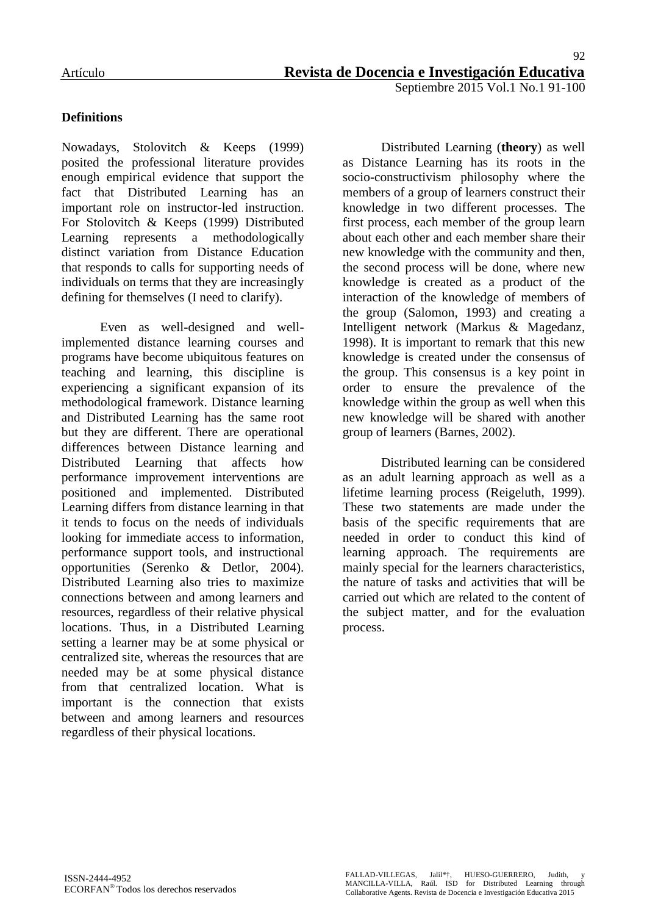**Definitions**

Nowadays, Stolovitch & Keeps (1999) posited the professional literature provides enough empirical evidence that support the fact that Distributed Learning has an important role on instructor-led instruction. For Stolovitch & Keeps (1999) Distributed Learning represents a methodologically distinct variation from Distance Education that responds to calls for supporting needs of individuals on terms that they are increasingly defining for themselves (I need to clarify).

Even as well-designed and well-implemented distance learning courses and programs have become ubiquitous features on teaching and learning, this discipline is experiencing a significant expansion of its methodological framework. Distance learning and Distributed Learning has the same root but they are different. There are operational differences between Distance learning and Distributed Learning that affects how performance improvement interventions are positioned and implemented. Distributed Learning differs from distance learning in that it tends to focus on the needs of individuals looking for immediate access to information, performance support tools, and instructional opportunities (Serenko & Detlor, 2004). Distributed Learning also tries to maximize connections between and among learners and resources, regardless of their relative physical locations. Thus, in a Distributed Learning setting a learner may be at some physical or centralized site, whereas the resources that are needed may be at some physical distance from that centralized location. What is important is the connection that exists between and among learners and resources regardless of their physical locations.

Distributed Learning (**theory**) as well as Distance Learning has its roots in the socio-constructivism philosophy where the members of a group of learners construct their knowledge in two different processes. The first process, each member of the group learn about each other and each member share their new knowledge with the community and then, the second process will be done, where new knowledge is created as a product of the interaction of the knowledge of members of the group (Salomon, 1993) and creating a Intelligent network (Markus & Magedanz, 1998). It is important to remark that this new knowledge is created under the consensus of the group. This consensus is a key point in order to ensure the prevalence of the knowledge within the group as well when this new knowledge will be shared with another group of learners (Barnes, 2002).

Distributed learning can be considered as an adult learning approach as well as a lifetime learning process (Reigeluth, 1999). These two statements are made under the basis of the specific requirements that are needed in order to conduct this kind of learning approach. The requirements are mainly special for the learners characteristics, the nature of tasks and activities that will be carried out which are related to the content of the subject matter, and for the evaluation process.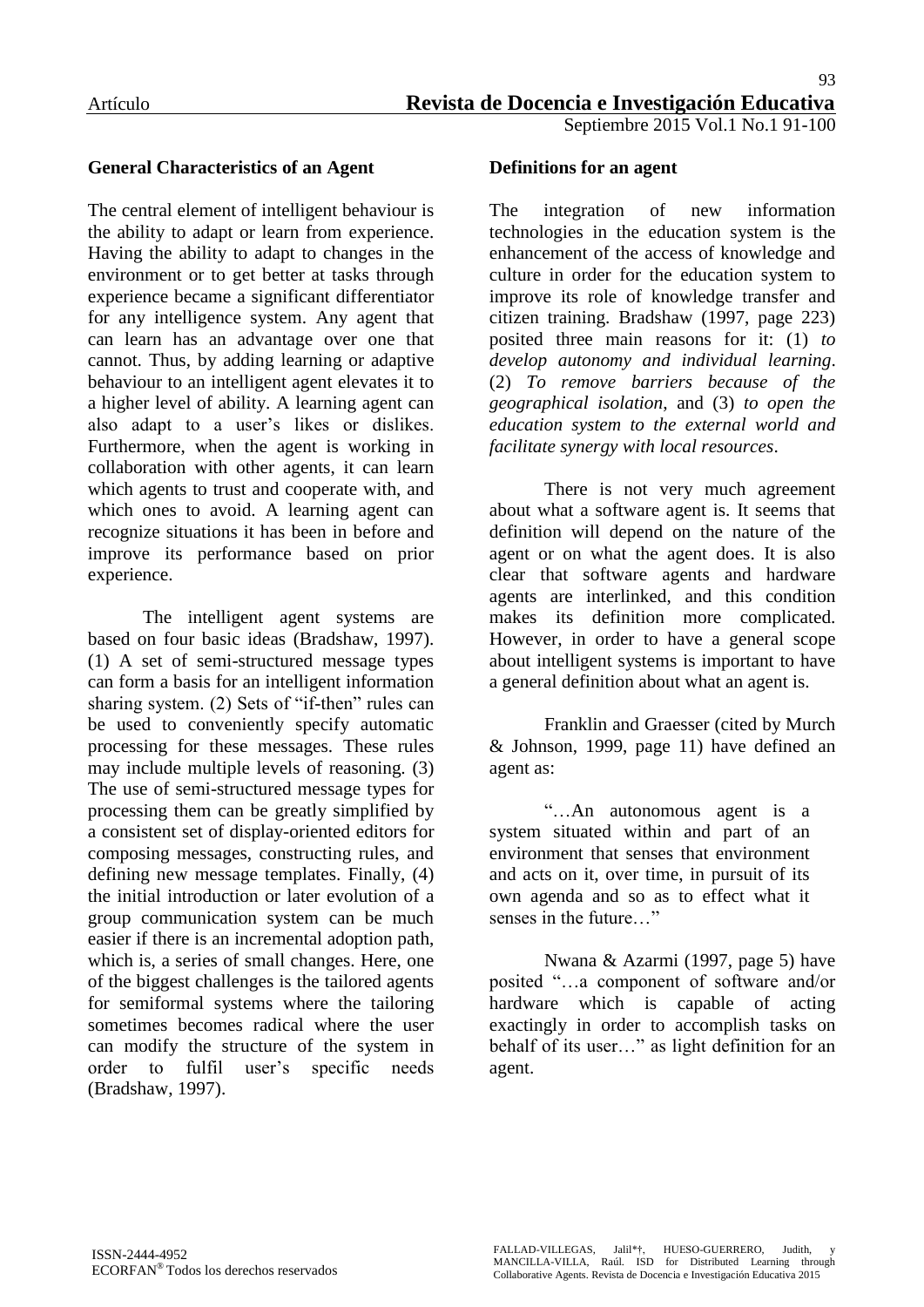### General Characteristics of an Agent

The central element of intelligent behaviour is the ability to adapt or learn from experience. Having the ability to adapt to changes in the environment or to get better at tasks through experience became a significant differentiator for any intelligence system. Any agent that can learn has an advantage over one that cannot. Thus, by adding learning or adaptive behaviour to an intelligent agent elevates it to a higher level of ability. A learning agent can also adapt to a user's likes or dislikes. Furthermore, when the agent is working in collaboration with other agents, it can learn which agents to trust and cooperate with, and which ones to avoid. A learning agent can recognize situations it has been in before and improve its performance based on prior experience.

The intelligent agent systems are based on four basic ideas (Bradshaw, 1997). (1) A set of semi-structured message types can form a basis for an intelligent information sharing system. (2) Sets of "if-then" rules can be used to conveniently specify automatic processing for these messages. These rules may include multiple levels of reasoning. (3) The use of semi-structured message types for processing them can be greatly simplified by a consistent set of display-oriented editors for composing messages, constructing rules, and defining new message templates. Finally, (4) the initial introduction or later evolution of a group communication system can be much easier if there is an incremental adoption path, which is, a series of small changes. Here, one of the biggest challenges is the tailored agents for semiformal systems where the tailoring sometimes becomes radical where the user can modify the structure of the system in order to fulfil user's specific needs (Bradshaw, 1997).

### Definitions for an agent

The integration of new information technologies in the education system is the enhancement of the access of knowledge and culture in order for the education system to improve its role of knowledge transfer and citizen training. Bradshaw (1997, page 223) posited three main reasons for it: (1) *to develop autonomy and individual learning*. (2) *To remove barriers because of the geographical isolation*, and (3) *to open the education system to the external world and facilitate synergy with local resources*.

There is not very much agreement about what a software agent is. It seems that definition will depend on the nature of the agent or on what the agent does. It is also clear that software agents and hardware agents are interlinked, and this condition makes its definition more complicated. However, in order to have a general scope about intelligent systems is important to have a general definition about what an agent is.

Franklin and Graesser (cited by Murch & Johnson, 1999, page 11) have defined an agent as:

> "…An autonomous agent is a system situated within and part of an environment that senses that environment and acts on it, over time, in pursuit of its own agenda and so as to effect what it senses in the future…"

Nwana & Azarmi (1997, page 5) have posited "…a component of software and/or hardware which is capable of acting exactingly in order to accomplish tasks on behalf of its user…" as light definition for an agent.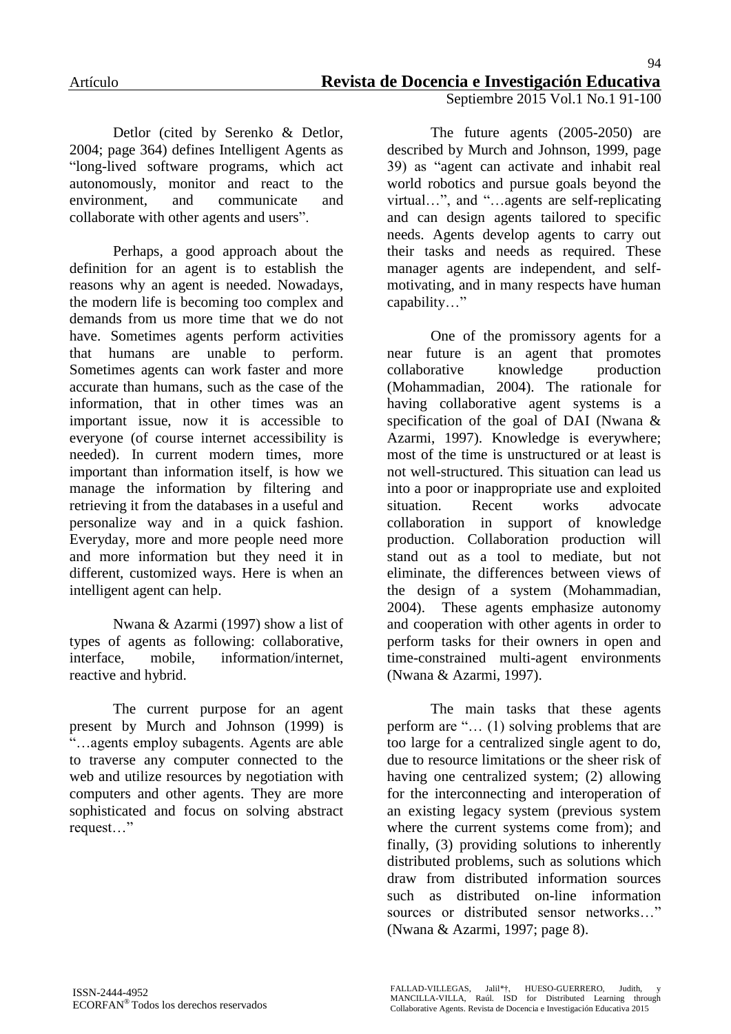Detlor (cited by Serenko & Detlor, 2004; page 364) defines Intelligent Agents as "long-lived software programs, which act autonomously, monitor and react to the environment, and communicate and collaborate with other agents and users".

Perhaps, a good approach about the definition for an agent is to establish the reasons why an agent is needed. Nowadays, the modern life is becoming too complex and demands from us more time that we do not have. Sometimes agents perform activities that humans are unable to perform. Sometimes agents can work faster and more accurate than humans, such as the case of the information, that in other times was an important issue, now it is accessible to everyone (of course internet accessibility is needed). In current modern times, more important than information itself, is how we manage the information by filtering and retrieving it from the databases in a useful and personalize way and in a quick fashion. Everyday, more and more people need more and more information but they need it in different, customized ways. Here is when an intelligent agent can help.

Nwana & Azarmi (1997) show a list of types of agents as following: collaborative, interface, mobile, information/internet, reactive and hybrid.

The current purpose for an agent present by Murch and Johnson (1999) is "…agents employ subagents. Agents are able to traverse any computer connected to the web and utilize resources by negotiation with computers and other agents. They are more sophisticated and focus on solving abstract request…"

The future agents (2005-2050) are described by Murch and Johnson, 1999, page 39) as "agent can activate and inhabit real world robotics and pursue goals beyond the virtual…", and "…agents are self-replicating and can design agents tailored to specific needs. Agents develop agents to carry out their tasks and needs as required. These manager agents are independent, and self-motivating, and in many respects have human capability…"

One of the promissory agents for a near future is an agent that promotes collaborative knowledge production (Mohammadian, 2004). The rationale for having collaborative agent systems is a specification of the goal of DAI (Nwana & Azarmi, 1997). Knowledge is everywhere; most of the time is unstructured or at least is not well-structured. This situation can lead us into a poor or inappropriate use and exploited situation. Recent works advocate collaboration in support of knowledge production. Collaboration production will stand out as a tool to mediate, but not eliminate, the differences between views of the design of a system (Mohammadian, 2004). These agents emphasize autonomy and cooperation with other agents in order to perform tasks for their owners in open and time-constrained multi-agent environments (Nwana & Azarmi, 1997).

The main tasks that these agents perform are "… (1) solving problems that are too large for a centralized single agent to do, due to resource limitations or the sheer risk of having one centralized system; (2) allowing for the interconnecting and interoperation of an existing legacy system (previous system where the current systems come from); and finally, (3) providing solutions to inherently distributed problems, such as solutions which draw from distributed information sources such as distributed on-line information sources or distributed sensor networks…" (Nwana & Azarmi, 1997; page 8).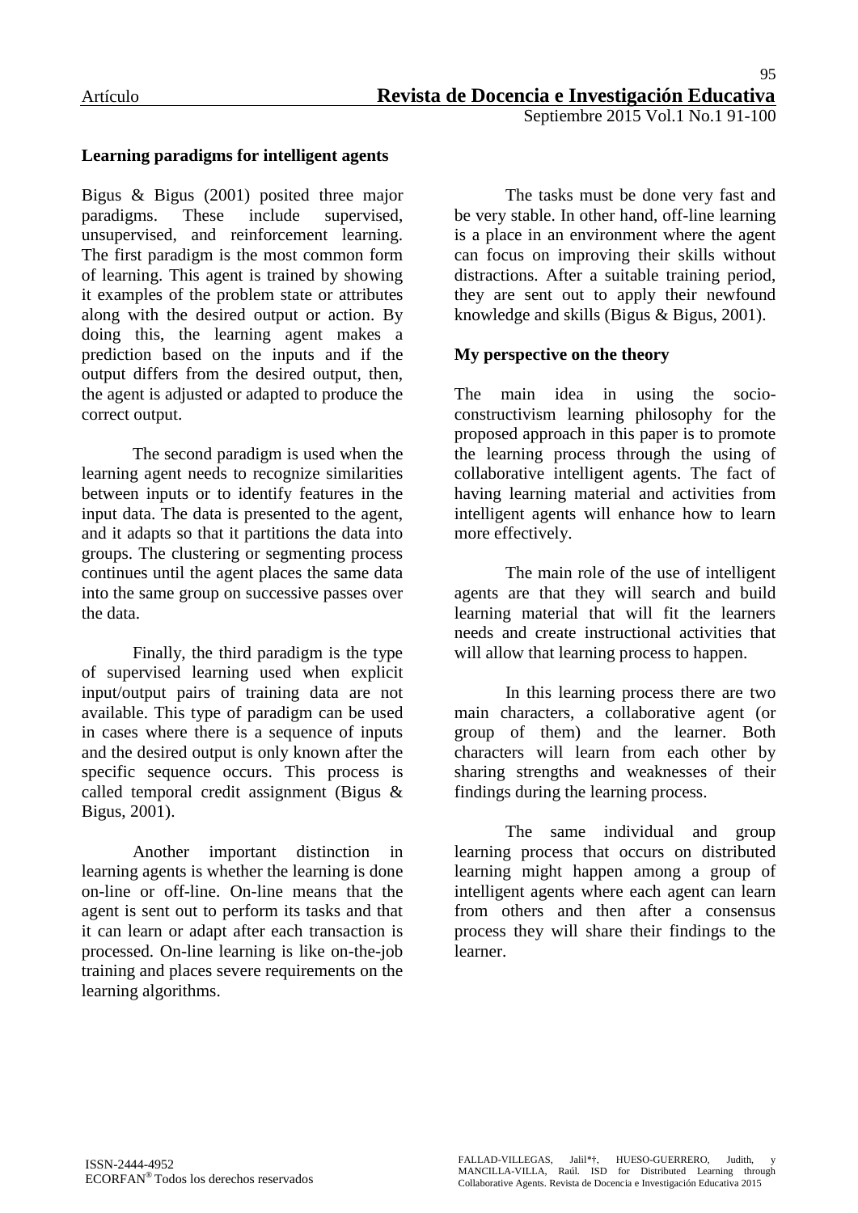**Learning paradigms for intelligent agents**

Bigus & Bigus (2001) posited three major paradigms. These include supervised, unsupervised, and reinforcement learning. The first paradigm is the most common form of learning. This agent is trained by showing it examples of the problem state or attributes along with the desired output or action. By doing this, the learning agent makes a prediction based on the inputs and if the output differs from the desired output, then, the agent is adjusted or adapted to produce the correct output.

The second paradigm is used when the learning agent needs to recognize similarities between inputs or to identify features in the input data. The data is presented to the agent, and it adapts so that it partitions the data into groups. The clustering or segmenting process continues until the agent places the same data into the same group on successive passes over the data.

Finally, the third paradigm is the type of supervised learning used when explicit input/output pairs of training data are not available. This type of paradigm can be used in cases where there is a sequence of inputs and the desired output is only known after the specific sequence occurs. This process is called temporal credit assignment (Bigus & Bigus, 2001).

Another important distinction in learning agents is whether the learning is done on-line or off-line. On-line means that the agent is sent out to perform its tasks and that it can learn or adapt after each transaction is processed. On-line learning is like on-the-job training and places severe requirements on the learning algorithms.

The tasks must be done very fast and be very stable. In other hand, off-line learning is a place in an environment where the agent can focus on improving their skills without distractions. After a suitable training period, they are sent out to apply their newfound knowledge and skills (Bigus & Bigus, 2001).

**My perspective on the theory**

The main idea in using the socio-constructivism learning philosophy for the proposed approach in this paper is to promote the learning process through the using of collaborative intelligent agents. The fact of having learning material and activities from intelligent agents will enhance how to learn more effectively.

The main role of the use of intelligent agents are that they will search and build learning material that will fit the learners needs and create instructional activities that will allow that learning process to happen.

In this learning process there are two main characters, a collaborative agent (or group of them) and the learner. Both characters will learn from each other by sharing strengths and weaknesses of their findings during the learning process.

The same individual and group learning process that occurs on distributed learning might happen among a group of intelligent agents where each agent can learn from others and then after a consensus process they will share their findings to the learner.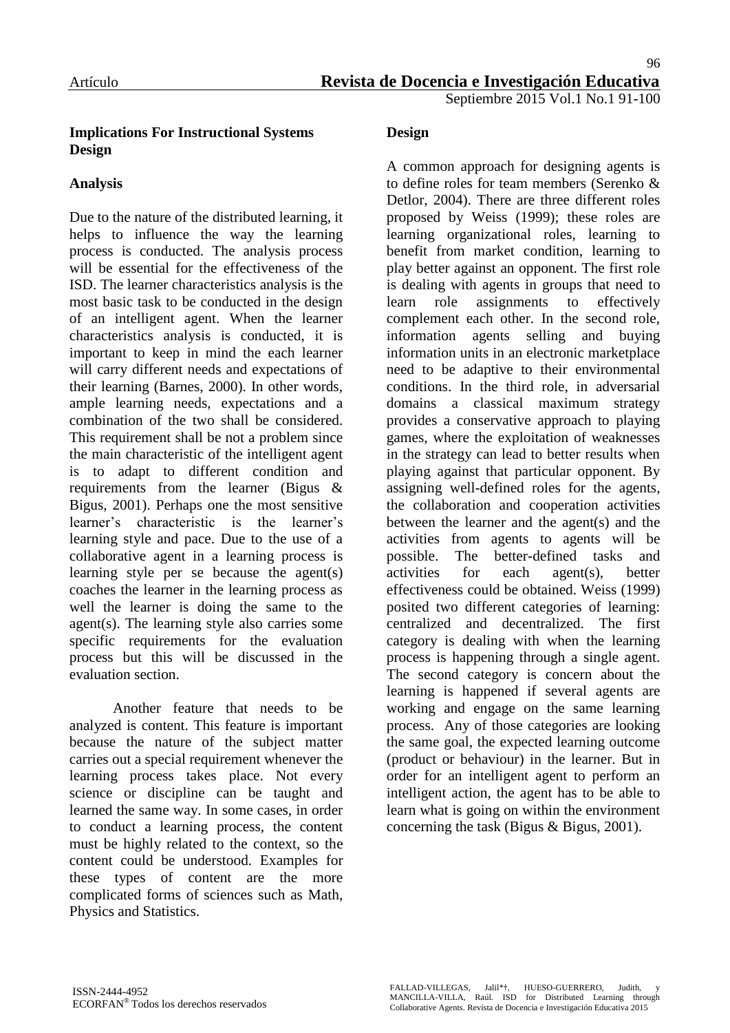### Implications For Instructional Systems Design

### Analysis

Due to the nature of the distributed learning, it helps to influence the way the learning process is conducted. The analysis process will be essential for the effectiveness of the ISD. The learner characteristics analysis is the most basic task to be conducted in the design of an intelligent agent. When the learner characteristics analysis is conducted, it is important to keep in mind the each learner will carry different needs and expectations of their learning (Barnes, 2000). In other words, ample learning needs, expectations and a combination of the two shall be considered. This requirement shall be not a problem since the main characteristic of the intelligent agent is to adapt to different condition and requirements from the learner (Bigus & Bigus, 2001). Perhaps one the most sensitive learner's characteristic is the learner's learning style and pace. Due to the use of a collaborative agent in a learning process is learning style per se because the agent(s) coaches the learner in the learning process as well the learner is doing the same to the agent(s). The learning style also carries some specific requirements for the evaluation process but this will be discussed in the evaluation section.

Another feature that needs to be analyzed is content. This feature is important because the nature of the subject matter carries out a special requirement whenever the learning process takes place. Not every science or discipline can be taught and learned the same way. In some cases, in order to conduct a learning process, the content must be highly related to the context, so the content could be understood. Examples for these types of content are the more complicated forms of sciences such as Math, Physics and Statistics.

### Design

A common approach for designing agents is to define roles for team members (Serenko & Detlor, 2004). There are three different roles proposed by Weiss (1999); these roles are learning organizational roles, learning to benefit from market condition, learning to play better against an opponent. The first role is dealing with agents in groups that need to learn role assignments to effectively complement each other. In the second role, information agents selling and buying information units in an electronic marketplace need to be adaptive to their environmental conditions. In the third role, in adversarial domains a classical maximum strategy provides a conservative approach to playing games, where the exploitation of weaknesses in the strategy can lead to better results when playing against that particular opponent. By assigning well-defined roles for the agents, the collaboration and cooperation activities between the learner and the agent(s) and the activities from agents to agents will be possible. The better-defined tasks and activities for each agent(s), better effectiveness could be obtained. Weiss (1999) posited two different categories of learning: centralized and decentralized. The first category is dealing with when the learning process is happening through a single agent. The second category is concern about the learning is happened if several agents are working and engage on the same learning process. Any of those categories are looking the same goal, the expected learning outcome (product or behaviour) in the learner. But in order for an intelligent agent to perform an intelligent action, the agent has to be able to learn what is going on within the environment concerning the task (Bigus & Bigus, 2001).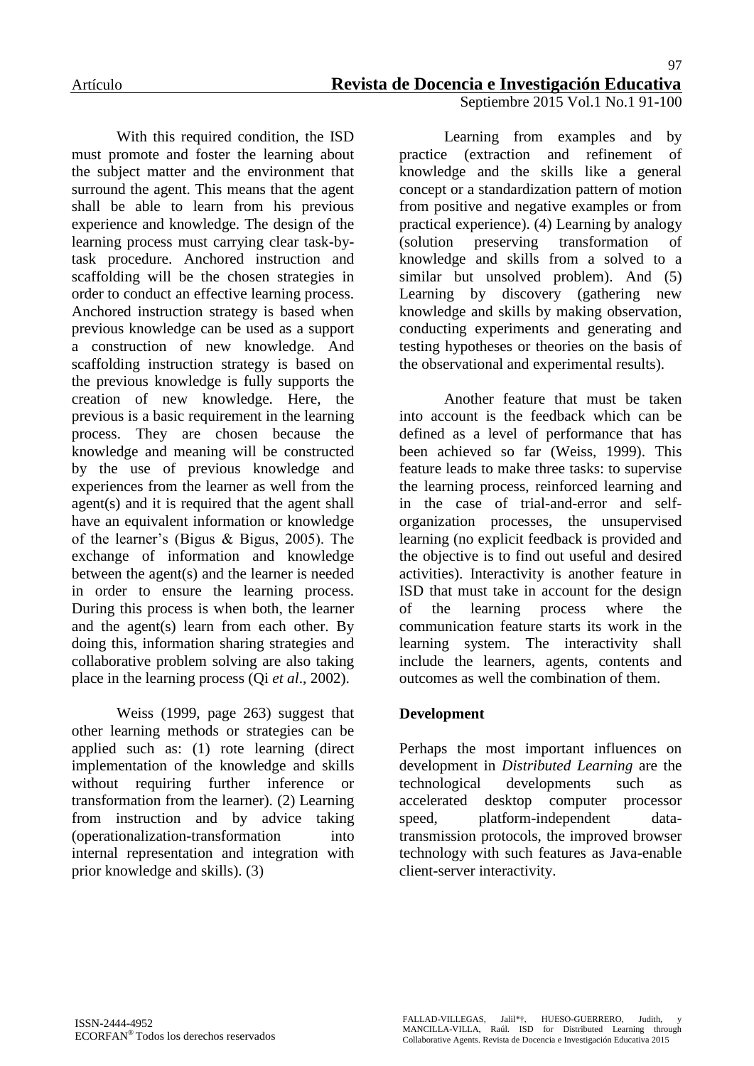With this required condition, the ISD must promote and foster the learning about the subject matter and the environment that surround the agent. This means that the agent shall be able to learn from his previous experience and knowledge. The design of the learning process must carrying clear task-by-task procedure. Anchored instruction and scaffolding will be the chosen strategies in order to conduct an effective learning process. Anchored instruction strategy is based when previous knowledge can be used as a support a construction of new knowledge. And scaffolding instruction strategy is based on the previous knowledge is fully supports the creation of new knowledge. Here, the previous is a basic requirement in the learning process. They are chosen because the knowledge and meaning will be constructed by the use of previous knowledge and experiences from the learner as well from the agent(s) and it is required that the agent shall have an equivalent information or knowledge of the learner's (Bigus & Bigus, 2005). The exchange of information and knowledge between the agent(s) and the learner is needed in order to ensure the learning process. During this process is when both, the learner and the agent(s) learn from each other. By doing this, information sharing strategies and collaborative problem solving are also taking place in the learning process (Qi *et al*., 2002).

Weiss (1999, page 263) suggest that other learning methods or strategies can be applied such as: (1) rote learning (direct implementation of the knowledge and skills without requiring further inference or transformation from the learner). (2) Learning from instruction and by advice taking (operationalization-transformation into internal representation and integration with prior knowledge and skills). (3) Learning from examples and by practice (extraction and refinement of knowledge and the skills like a general concept or a standardization pattern of motion from positive and negative examples or from practical experience). (4) Learning by analogy (solution preserving transformation of knowledge and skills from a solved to a similar but unsolved problem). And (5) Learning by discovery (gathering new knowledge and skills by making observation, conducting experiments and generating and testing hypotheses or theories on the basis of the observational and experimental results).

Another feature that must be taken into account is the feedback which can be defined as a level of performance that has been achieved so far (Weiss, 1999). This feature leads to make three tasks: to supervise the learning process, reinforced learning and in the case of trial-and-error and self-organization processes, the unsupervised learning (no explicit feedback is provided and the objective is to find out useful and desired activities). Interactivity is another feature in ISD that must take in account for the design of the learning process where the communication feature starts its work in the learning system. The interactivity shall include the learners, agents, contents and outcomes as well the combination of them.

## Development

Perhaps the most important influences on development in *Distributed Learning* are the technological developments such as accelerated desktop computer processor speed, platform-independent data-transmission protocols, the improved browser technology with such features as Java-enable client-server interactivity.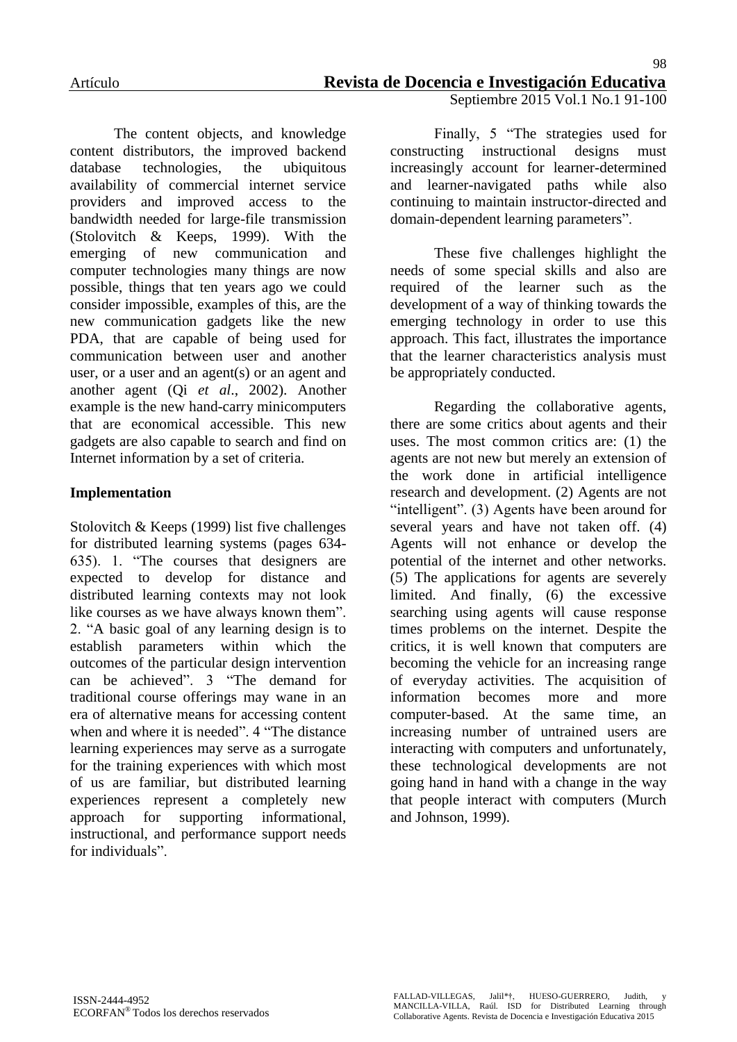The content objects, and knowledge content distributors, the improved backend database technologies, the ubiquitous availability of commercial internet service providers and improved access to the bandwidth needed for large-file transmission (Stolovitch & Keeps, 1999). With the emerging of new communication and computer technologies many things are now possible, things that ten years ago we could consider impossible, examples of this, are the new communication gadgets like the new PDA, that are capable of being used for communication between user and another user, or a user and an agent(s) or an agent and another agent (Qi *et al*., 2002). Another example is the new hand-carry minicomputers that are economical accessible. This new gadgets are also capable to search and find on Internet information by a set of criteria.

**Implementation**

Stolovitch & Keeps (1999) list five challenges for distributed learning systems (pages 634-635). 1. "The courses that designers are expected to develop for distance and distributed learning contexts may not look like courses as we have always known them". 2. "A basic goal of any learning design is to establish parameters within which the outcomes of the particular design intervention can be achieved". 3 "The demand for traditional course offerings may wane in an era of alternative means for accessing content when and where it is needed". 4 "The distance learning experiences may serve as a surrogate for the training experiences with which most of us are familiar, but distributed learning experiences represent a completely new approach for supporting informational, instructional, and performance support needs for individuals".

Finally, 5 "The strategies used for constructing instructional designs must increasingly account for learner-determined and learner-navigated paths while also continuing to maintain instructor-directed and domain-dependent learning parameters".

These five challenges highlight the needs of some special skills and also are required of the learner such as the development of a way of thinking towards the emerging technology in order to use this approach. This fact, illustrates the importance that the learner characteristics analysis must be appropriately conducted.

Regarding the collaborative agents, there are some critics about agents and their uses. The most common critics are: (1) the agents are not new but merely an extension of the work done in artificial intelligence research and development. (2) Agents are not "intelligent". (3) Agents have been around for several years and have not taken off. (4) Agents will not enhance or develop the potential of the internet and other networks. (5) The applications for agents are severely limited. And finally, (6) the excessive searching using agents will cause response times problems on the internet. Despite the critics, it is well known that computers are becoming the vehicle for an increasing range of everyday activities. The acquisition of information becomes more and more computer-based. At the same time, an increasing number of untrained users are interacting with computers and unfortunately, these technological developments are not going hand in hand with a change in the way that people interact with computers (Murch and Johnson, 1999).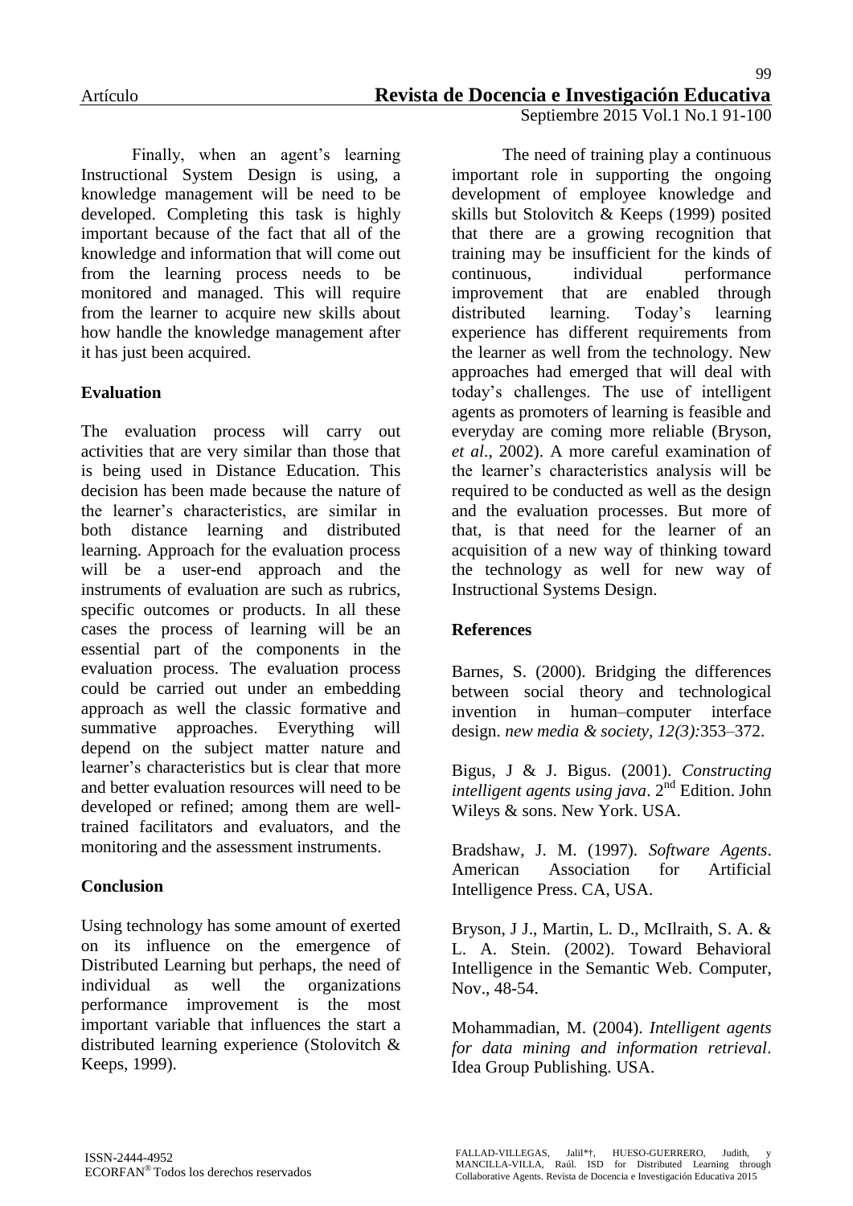Finally, when an agent's learning Instructional System Design is using, a knowledge management will be need to be developed. Completing this task is highly important because of the fact that all of the knowledge and information that will come out from the learning process needs to be monitored and managed. This will require from the learner to acquire new skills about how handle the knowledge management after it has just been acquired.

**Evaluation**

The evaluation process will carry out activities that are very similar than those that is being used in Distance Education. This decision has been made because the nature of the learner's characteristics, are similar in both distance learning and distributed learning. Approach for the evaluation process will be a user-end approach and the instruments of evaluation are such as rubrics, specific outcomes or products. In all these cases the process of learning will be an essential part of the components in the evaluation process. The evaluation process could be carried out under an embedding approach as well the classic formative and summative approaches. Everything will depend on the subject matter nature and learner's characteristics but is clear that more and better evaluation resources will need to be developed or refined; among them are well-trained facilitators and evaluators, and the monitoring and the assessment instruments.

**Conclusion**

Using technology has some amount of exerted on its influence on the emergence of Distributed Learning but perhaps, the need of individual as well the organizations performance improvement is the most important variable that influences the start a distributed learning experience (Stolovitch & Keeps, 1999).

The need of training play a continuous important role in supporting the ongoing development of employee knowledge and skills but Stolovitch & Keeps (1999) posited that there are a growing recognition that training may be insufficient for the kinds of continuous, individual performance improvement that are enabled through distributed learning. Today's learning experience has different requirements from the learner as well from the technology. New approaches had emerged that will deal with today's challenges. The use of intelligent agents as promoters of learning is feasible and everyday are coming more reliable (Bryson, *et al*., 2002). A more careful examination of the learner's characteristics analysis will be required to be conducted as well as the design and the evaluation processes. But more of that, is that need for the learner of an acquisition of a new way of thinking toward the technology as well for new way of Instructional Systems Design.

**References**

Barnes, S. (2000). Bridging the differences between social theory and technological invention in human–computer interface design. *new media & society, 12(3):*353–372.

Bigus, J & J. Bigus. (2001). *Constructing intelligent agents using java*. 2nd Edition. John Wileys & sons. New York. USA.

Bradshaw, J. M. (1997). *Software Agents*. American Association for Artificial Intelligence Press. CA, USA.

Bryson, J J., Martin, L. D., McIlraith, S. A. & L. A. Stein. (2002). Toward Behavioral Intelligence in the Semantic Web. Computer, Nov., 48-54.

Mohammadian, M. (2004). *Intelligent agents for data mining and information retrieval*. Idea Group Publishing. USA.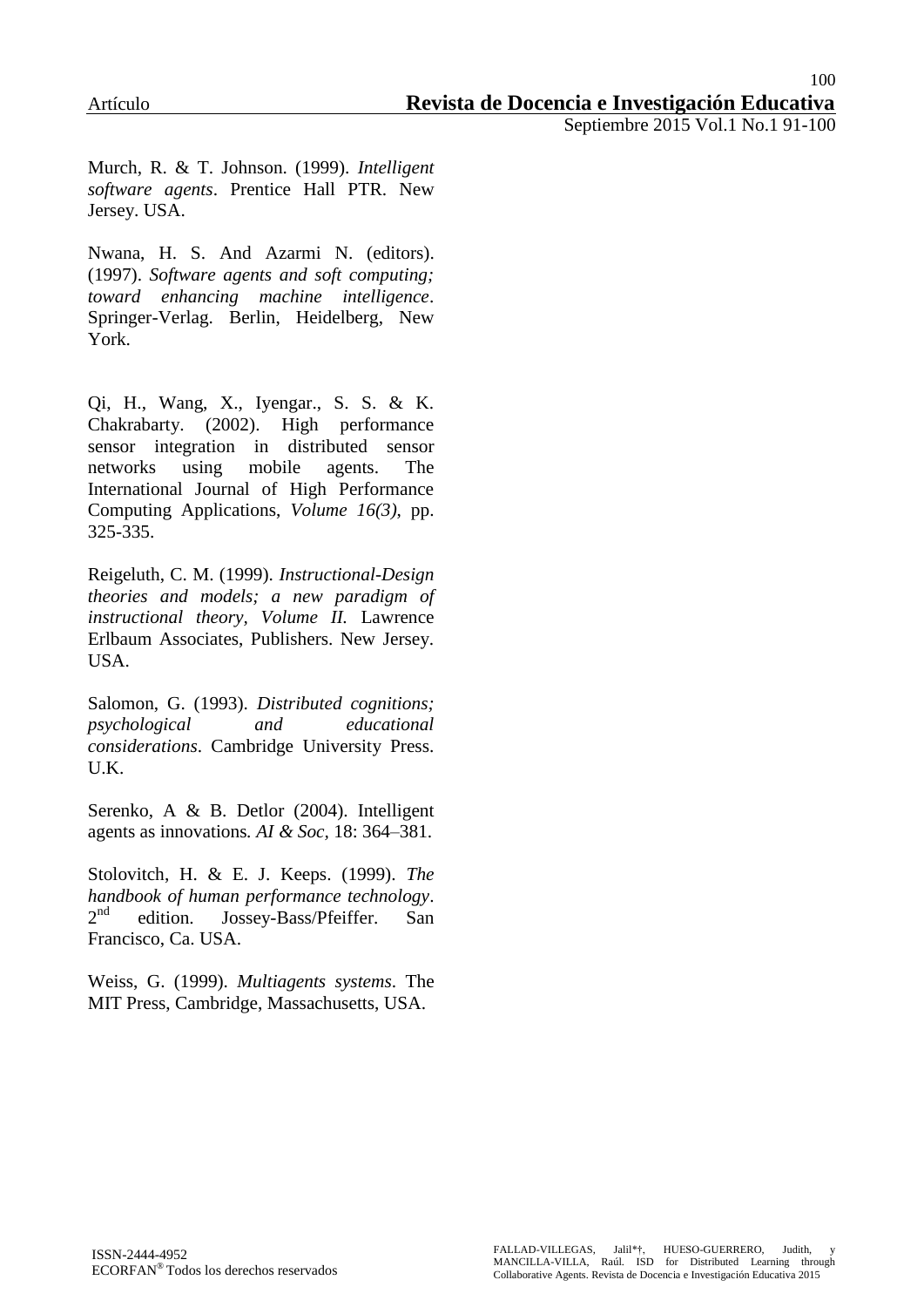Murch, R. & T. Johnson. (1999). *Intelligent software agents*. Prentice Hall PTR. New Jersey. USA.

Nwana, H. S. And Azarmi N. (editors). (1997). *Software agents and soft computing; toward enhancing machine intelligence*. Springer-Verlag. Berlin, Heidelberg, New York.

Qi, H., Wang, X., Iyengar., S. S. & K. Chakrabarty. (2002). High performance sensor integration in distributed sensor networks using mobile agents. The International Journal of High Performance Computing Applications, *Volume 16(3)*, pp. 325-335.

Reigeluth, C. M. (1999). *Instructional-Design theories and models; a new paradigm of instructional theory, Volume II.* Lawrence Erlbaum Associates, Publishers. New Jersey. USA.

Salomon, G. (1993). *Distributed cognitions; psychological and educational considerations*. Cambridge University Press. U.K.

Serenko, A & B. Detlor (2004). Intelligent agents as innovations*. AI & Soc*, 18: 364–381.

Stolovitch, H. & E. J. Keeps. (1999). *The handbook of human performance technology*. 2nd edition. Jossey-Bass/Pfeiffer. San Francisco, Ca. USA.

Weiss, G. (1999). *Multiagents systems*. The MIT Press, Cambridge, Massachusetts, USA.